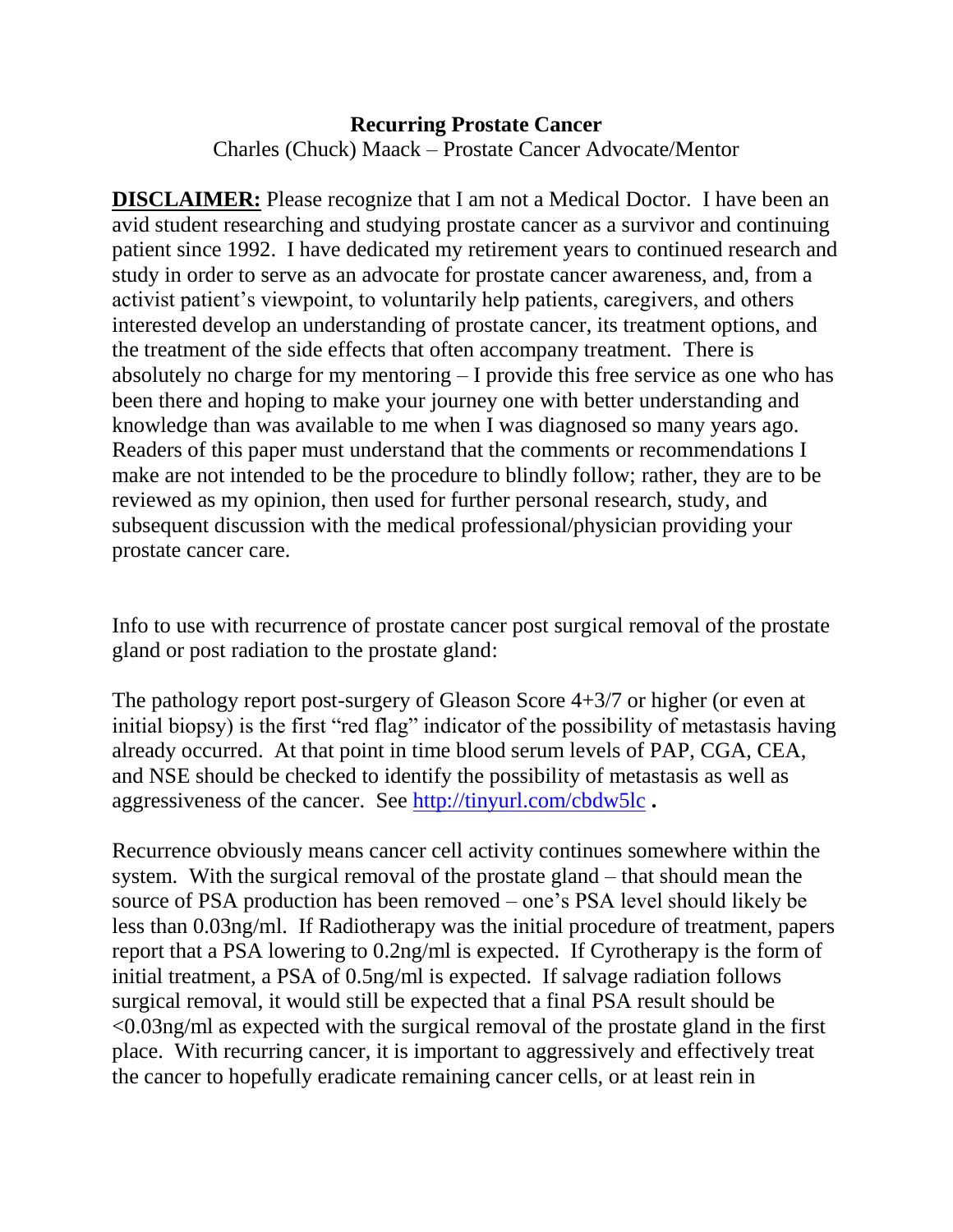# Recurring Prostate Cancer

Charles (Chuck) Maack – Prostate Cancer Advocate/Mentor

**DISCLAIMER:** Please recognize that I am not a Medical Doctor. I have been an avid student researching and studying prostate cancer as a survivor and continuing patient since 1992. I have dedicated my retirement years to continued research and study in order to serve as an advocate for prostate cancer awareness, and, from a activist patient's viewpoint, to voluntarily help patients, caregivers, and others interested develop an understanding of prostate cancer, its treatment options, and the treatment of the side effects that often accompany treatment. There is absolutely no charge for my mentoring – I provide this free service as one who has been there and hoping to make your journey one with better understanding and knowledge than was available to me when I was diagnosed so many years ago. Readers of this paper must understand that the comments or recommendations I make are not intended to be the procedure to blindly follow; rather, they are to be reviewed as my opinion, then used for further personal research, study, and subsequent discussion with the medical professional/physician providing your prostate cancer care.

Info to use with recurrence of prostate cancer post surgical removal of the prostate gland or post radiation to the prostate gland:

The pathology report post-surgery of Gleason Score 4+3/7 or higher (or even at initial biopsy) is the first "red flag" indicator of the possibility of metastasis having already occurred. At that point in time blood serum levels of PAP, CGA, CEA, and NSE should be checked to identify the possibility of metastasis as well as aggressiveness of the cancer. See http://tinyurl.com/cbdw5lc **.**

Recurrence obviously means cancer cell activity continues somewhere within the system. With the surgical removal of the prostate gland – that should mean the source of PSA production has been removed – one's PSA level should likely be less than 0.03ng/ml. If Radiotherapy was the initial procedure of treatment, papers report that a PSA lowering to 0.2ng/ml is expected. If Cyrotherapy is the form of initial treatment, a PSA of 0.5ng/ml is expected. If salvage radiation follows surgical removal, it would still be expected that a final PSA result should be <0.03ng/ml as expected with the surgical removal of the prostate gland in the first place. With recurring cancer, it is important to aggressively and effectively treat the cancer to hopefully eradicate remaining cancer cells, or at least rein in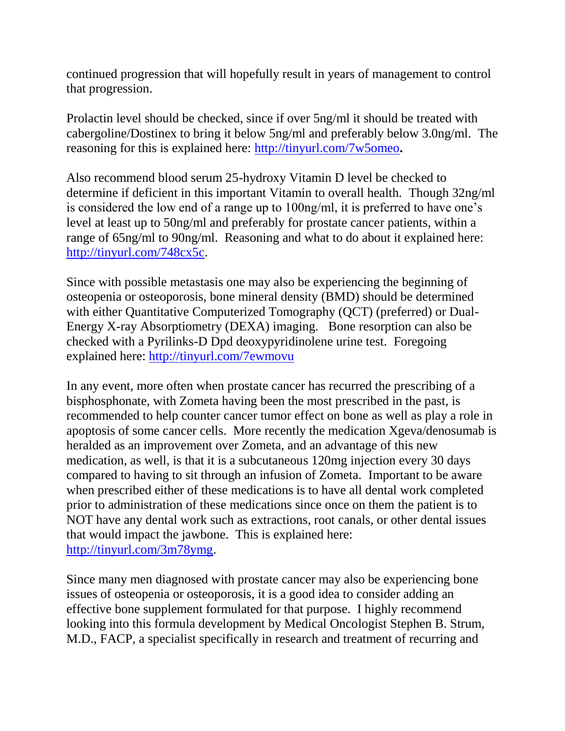continued progression that will hopefully result in years of management to control that progression.

Prolactin level should be checked, since if over 5ng/ml it should be treated with cabergoline/Dostinex to bring it below 5ng/ml and preferably below 3.0ng/ml. The reasoning for this is explained here: [http://tinyurl.com/7w5omeo](http://tinyurl.com/7w5omeo)**.**

Also recommend blood serum 25-hydroxy Vitamin D level be checked to determine if deficient in this important Vitamin to overall health. Though 32ng/ml is considered the low end of a range up to 100ng/ml, it is preferred to have one's level at least up to 50ng/ml and preferably for prostate cancer patients, within a range of 65ng/ml to 90ng/ml. Reasoning and what to do about it explained here: [http://tinyurl.com/748cx5c](http://tinyurl.com/748cx5c).

Since with possible metastasis one may also be experiencing the beginning of osteopenia or osteoporosis, bone mineral density (BMD) should be determined with either Quantitative Computerized Tomography (QCT) (preferred) or Dual-Energy X-ray Absorptiometry (DEXA) imaging. Bone resorption can also be checked with a Pyrilinks-D Dpd deoxypyridinolene urine test. Foregoing explained here: [http://tinyurl.com/7ewmovu](http://tinyurl.com/7ewmovu)

In any event, more often when prostate cancer has recurred the prescribing of a bisphosphonate, with Zometa having been the most prescribed in the past, is recommended to help counter cancer tumor effect on bone as well as play a role in apoptosis of some cancer cells. More recently the medication Xgeva/denosumab is heralded as an improvement over Zometa, and an advantage of this new medication, as well, is that it is a subcutaneous 120mg injection every 30 days compared to having to sit through an infusion of Zometa. Important to be aware when prescribed either of these medications is to have all dental work completed prior to administration of these medications since once on them the patient is to NOT have any dental work such as extractions, root canals, or other dental issues that would impact the jawbone. This is explained here: [http://tinyurl.com/3m78ymg](http://tinyurl.com/3m78ymg).

Since many men diagnosed with prostate cancer may also be experiencing bone issues of osteopenia or osteoporosis, it is a good idea to consider adding an effective bone supplement formulated for that purpose. I highly recommend looking into this formula development by Medical Oncologist Stephen B. Strum, M.D., FACP, a specialist specifically in research and treatment of recurring and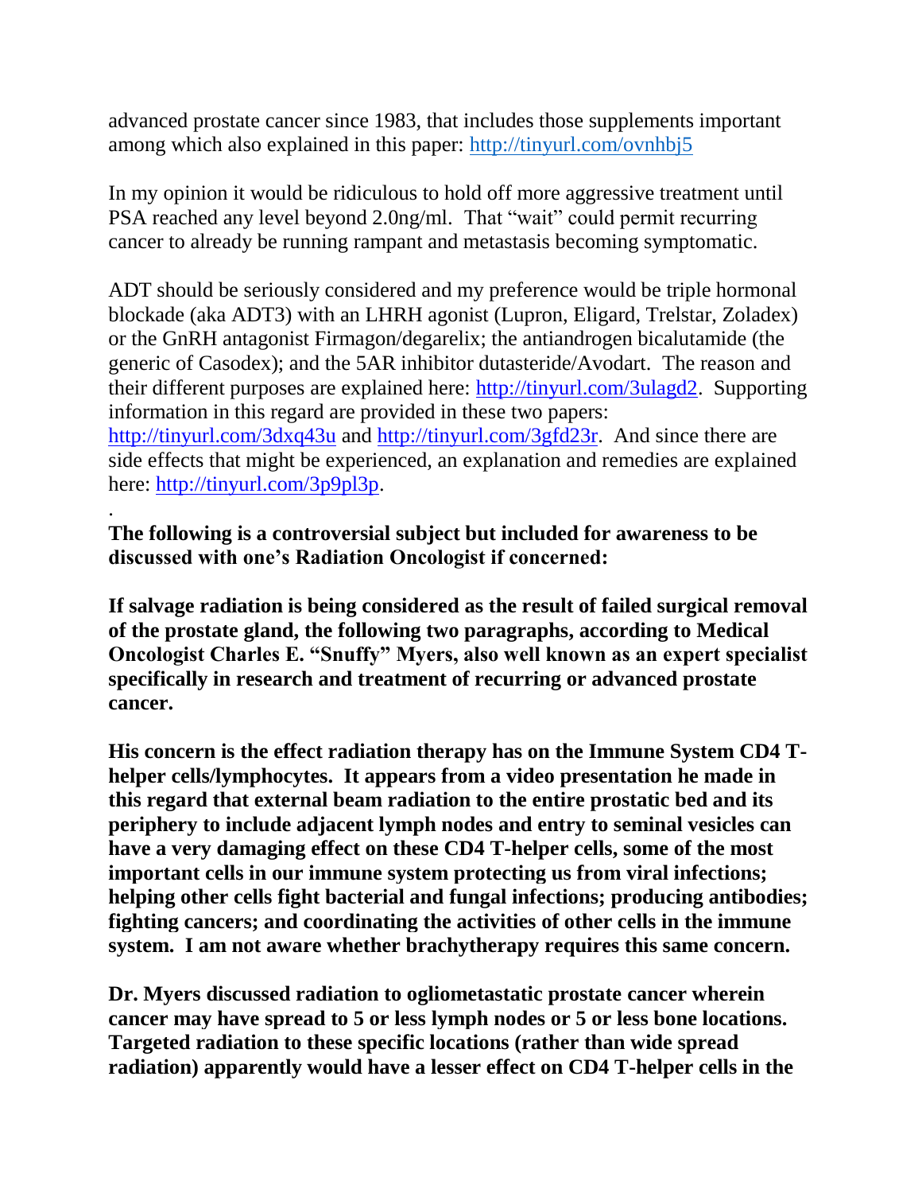advanced prostate cancer since 1983, that includes those supplements important among which also explained in this paper: http://tinyurl.com/ovnhbj5

In my opinion it would be ridiculous to hold off more aggressive treatment until PSA reached any level beyond 2.0ng/ml. That "wait" could permit recurring cancer to already be running rampant and metastasis becoming symptomatic.

ADT should be seriously considered and my preference would be triple hormonal blockade (aka ADT3) with an LHRH agonist (Lupron, Eligard, Trelstar, Zoladex) or the GnRH antagonist Firmagon/degarelix; the antiandrogen bicalutamide (the generic of Casodex); and the 5AR inhibitor dutasteride/Avodart. The reason and their different purposes are explained here: http://tinyurl.com/3ulagd2. Supporting information in this regard are provided in these two papers: http://tinyurl.com/3dxq43u and http://tinyurl.com/3gfd23r. And since there are side effects that might be experienced, an explanation and remedies are explained here: http://tinyurl.com/3p9pl3p.

.

**The following is a controversial subject but included for awareness to be discussed with one's Radiation Oncologist if concerned:**

**If salvage radiation is being considered as the result of failed surgical removal of the prostate gland, the following two paragraphs, according to Medical Oncologist Charles E. "Snuffy" Myers, also well known as an expert specialist specifically in research and treatment of recurring or advanced prostate cancer.**

**His concern is the effect radiation therapy has on the Immune System CD4 T-helper cells/lymphocytes. It appears from a video presentation he made in this regard that external beam radiation to the entire prostatic bed and its periphery to include adjacent lymph nodes and entry to seminal vesicles can have a very damaging effect on these CD4 T-helper cells, some of the most important cells in our immune system protecting us from viral infections; helping other cells fight bacterial and fungal infections; producing antibodies; fighting cancers; and coordinating the activities of other cells in the immune system. I am not aware whether brachytherapy requires this same concern.**

**Dr. Myers discussed radiation to ogliometastatic prostate cancer wherein cancer may have spread to 5 or less lymph nodes or 5 or less bone locations. Targeted radiation to these specific locations (rather than wide spread radiation) apparently would have a lesser effect on CD4 T-helper cells in the**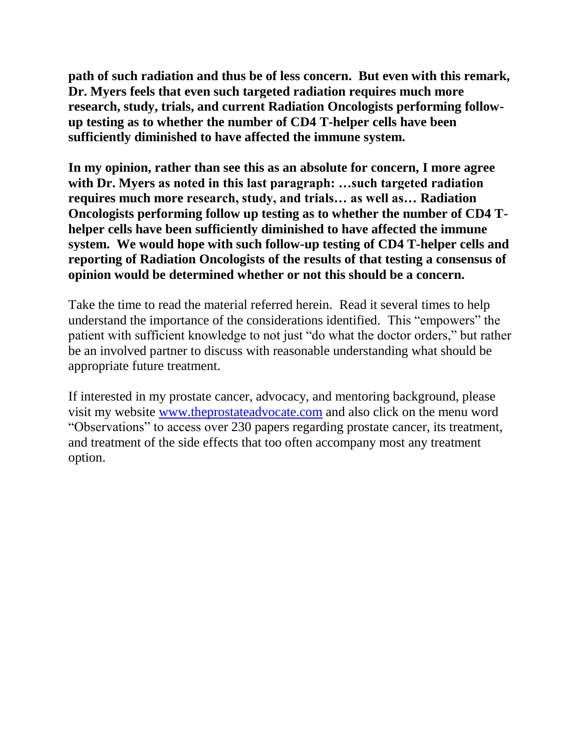**path of such radiation and thus be of less concern. But even with this remark, Dr. Myers feels that even such targeted radiation requires much more research, study, trials, and current Radiation Oncologists performing follow-up testing as to whether the number of CD4 T-helper cells have been sufficiently diminished to have affected the immune system.**

**In my opinion, rather than see this as an absolute for concern, I more agree with Dr. Myers as noted in this last paragraph: …such targeted radiation requires much more research, study, and trials… as well as… Radiation Oncologists performing follow up testing as to whether the number of CD4 T-helper cells have been sufficiently diminished to have affected the immune system. We would hope with such follow-up testing of CD4 T-helper cells and reporting of Radiation Oncologists of the results of that testing a consensus of opinion would be determined whether or not this should be a concern.**

Take the time to read the material referred herein. Read it several times to help understand the importance of the considerations identified. This "empowers" the patient with sufficient knowledge to not just "do what the doctor orders," but rather be an involved partner to discuss with reasonable understanding what should be appropriate future treatment.

If interested in my prostate cancer, advocacy, and mentoring background, please visit my website [www.theprostateadvocate.com](http://www.theprostateadvocate.com) and also click on the menu word "Observations" to access over 230 papers regarding prostate cancer, its treatment, and treatment of the side effects that too often accompany most any treatment option.